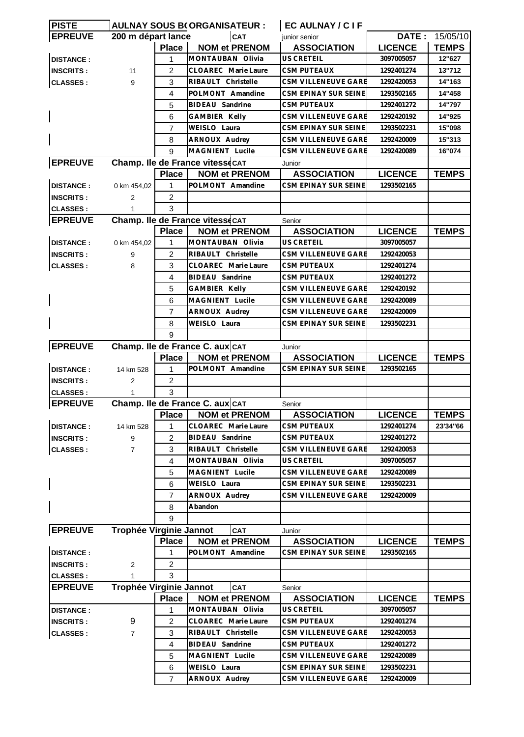| PISTE | AULNAY SOUS B( ORGANISATEUR : | | | EC AULNAY / C I F | | |
|---|---|---|---|---|---|---|
| **EPREUVE** | **200 m départ lancé** | | **CAT** | junior senior | **DATE :** | 15/05/10 |
| | | **Place** | **NOM et PRENOM** | **ASSOCIATION** | **LICENCE** | **TEMPS** |
| **DISTANCE :** | | 1 | MONTAUBAN Olivia | US CRETEIL | 3097005057 | 12"627 |
| **INSCRITS :** | 11 | 2 | CLOAREC Marie Laure | CSM PUTEAUX | 1292401274 | 13"712 |
| **CLASSES :** | 9 | 3 | RIBAULT Christelle | CSM VILLENEUVE GARE | 1292420053 | 14"163 |
| | | 4 | POLMONT Amandine | CSM EPINAY SUR SEINE | 1293502165 | 14"458 |
| | | 5 | BIDEAU Sandrine | CSM PUTEAUX | 1292401272 | 14"797 |
| | | 6 | GAMBIER Kelly | CSM VILLENEUVE GARE | 1292420192 | 14"925 |
| | | 7 | WEISLO Laura | CSM EPINAY SUR SEINE | 1293502231 | 15"098 |
| | | 8 | ARNOUX Audrey | CSM VILLENEUVE GARE | 1292420009 | 15"313 |
| | | 9 | MAGNIENT Lucile | CSM VILLENEUVE GARE | 1292420089 | 16"074 |

| **EPREUVE** | **Champ. Ile de France vitesse** | | **CAT** | Junior | | |
|---|---|---|---|---|---|---|
| | | **Place** | **NOM et PRENOM** | **ASSOCIATION** | **LICENCE** | **TEMPS** |
| **DISTANCE :** | 0 km 454,02 | 1 | POLMONT Amandine | CSM EPINAY SUR SEINE | 1293502165 | |
| **INSCRITS :** | 2 | 2 | | | | |
| **CLASSES :** | 1 | 3 | | | | |

| **EPREUVE** | **Champ. Ile de France vitesse** | | **CAT** | Senior | | |
|---|---|---|---|---|---|---|
| | | **Place** | **NOM et PRENOM** | **ASSOCIATION** | **LICENCE** | **TEMPS** |
| **DISTANCE :** | 0 km 454,02 | 1 | MONTAUBAN Olivia | US CRETEIL | 3097005057 | |
| **INSCRITS :** | 9 | 2 | RIBAULT Christelle | CSM VILLENEUVE GARE | 1292420053 | |
| **CLASSES :** | 8 | 3 | CLOAREC Marie Laure | CSM PUTEAUX | 1292401274 | |
| | | 4 | BIDEAU Sandrine | CSM PUTEAUX | 1292401272 | |
| | | 5 | GAMBIER Kelly | CSM VILLENEUVE GARE | 1292420192 | |
| | | 6 | MAGNIENT Lucile | CSM VILLENEUVE GARE | 1292420089 | |
| | | 7 | ARNOUX Audrey | CSM VILLENEUVE GARE | 1292420009 | |
| | | 8 | WEISLO Laura | CSM EPINAY SUR SEINE | 1293502231 | |
| | | 9 | | | | |

| **EPREUVE** | **Champ. Ile de France C. aux** | | **CAT** | Junior | | |
|---|---|---|---|---|---|---|
| | | **Place** | **NOM et PRENOM** | **ASSOCIATION** | **LICENCE** | **TEMPS** |
| **DISTANCE :** | 14 km 528 | 1 | POLMONT Amandine | CSM EPINAY SUR SEINE | 1293502165 | |
| **INSCRITS :** | 2 | 2 | | | | |
| **CLASSES :** | 1 | 3 | | | | |

| **EPREUVE** | **Champ. Ile de France C. aux** | | **CAT** | Senior | | |
|---|---|---|---|---|---|---|
| | | **Place** | **NOM et PRENOM** | **ASSOCIATION** | **LICENCE** | **TEMPS** |
| **DISTANCE :** | 14 km 528 | 1 | CLOAREC Marie Laure | CSM PUTEAUX | 1292401274 | 23'34"66 |
| **INSCRITS :** | 9 | 2 | BIDEAU Sandrine | CSM PUTEAUX | 1292401272 | |
| **CLASSES :** | 7 | 3 | RIBAULT Christelle | CSM VILLENEUVE GARE | 1292420053 | |
| | | 4 | MONTAUBAN Olivia | US CRETEIL | 3097005057 | |
| | | 5 | MAGNIENT Lucile | CSM VILLENEUVE GARE | 1292420089 | |
| | | 6 | WEISLO Laura | CSM EPINAY SUR SEINE | 1293502231 | |
| | | 7 | ARNOUX Audrey | CSM VILLENEUVE GARE | 1292420009 | |
| | | 8 | Abandon | | | |
| | | 9 | | | | |

| **EPREUVE** | **Trophée Virginie Jannot** | | **CAT** | Junior | | |
|---|---|---|---|---|---|---|
| | | **Place** | **NOM et PRENOM** | **ASSOCIATION** | **LICENCE** | **TEMPS** |
| **DISTANCE :** | | 1 | POLMONT Amandine | CSM EPINAY SUR SEINE | 1293502165 | |
| **INSCRITS :** | 2 | 2 | | | | |
| **CLASSES :** | 1 | 3 | | | | |

| **EPREUVE** | **Trophée Virginie Jannot** | | **CAT** | Senior | | |
|---|---|---|---|---|---|---|
| | | **Place** | **NOM et PRENOM** | **ASSOCIATION** | **LICENCE** | **TEMPS** |
| **DISTANCE :** | | 1 | MONTAUBAN Olivia | US CRETEIL | 3097005057 | |
| **INSCRITS :** | 9 | 2 | CLOAREC Marie Laure | CSM PUTEAUX | 1292401274 | |
| **CLASSES :** | 7 | 3 | RIBAULT Christelle | CSM VILLENEUVE GARE | 1292420053 | |
| | | 4 | BIDEAU Sandrine | CSM PUTEAUX | 1292401272 | |
| | | 5 | MAGNIENT Lucile | CSM VILLENEUVE GARE | 1292420089 | |
| | | 6 | WEISLO Laura | CSM EPINAY SUR SEINE | 1293502231 | |
| | | 7 | ARNOUX Audrey | CSM VILLENEUVE GARE | 1292420009 | |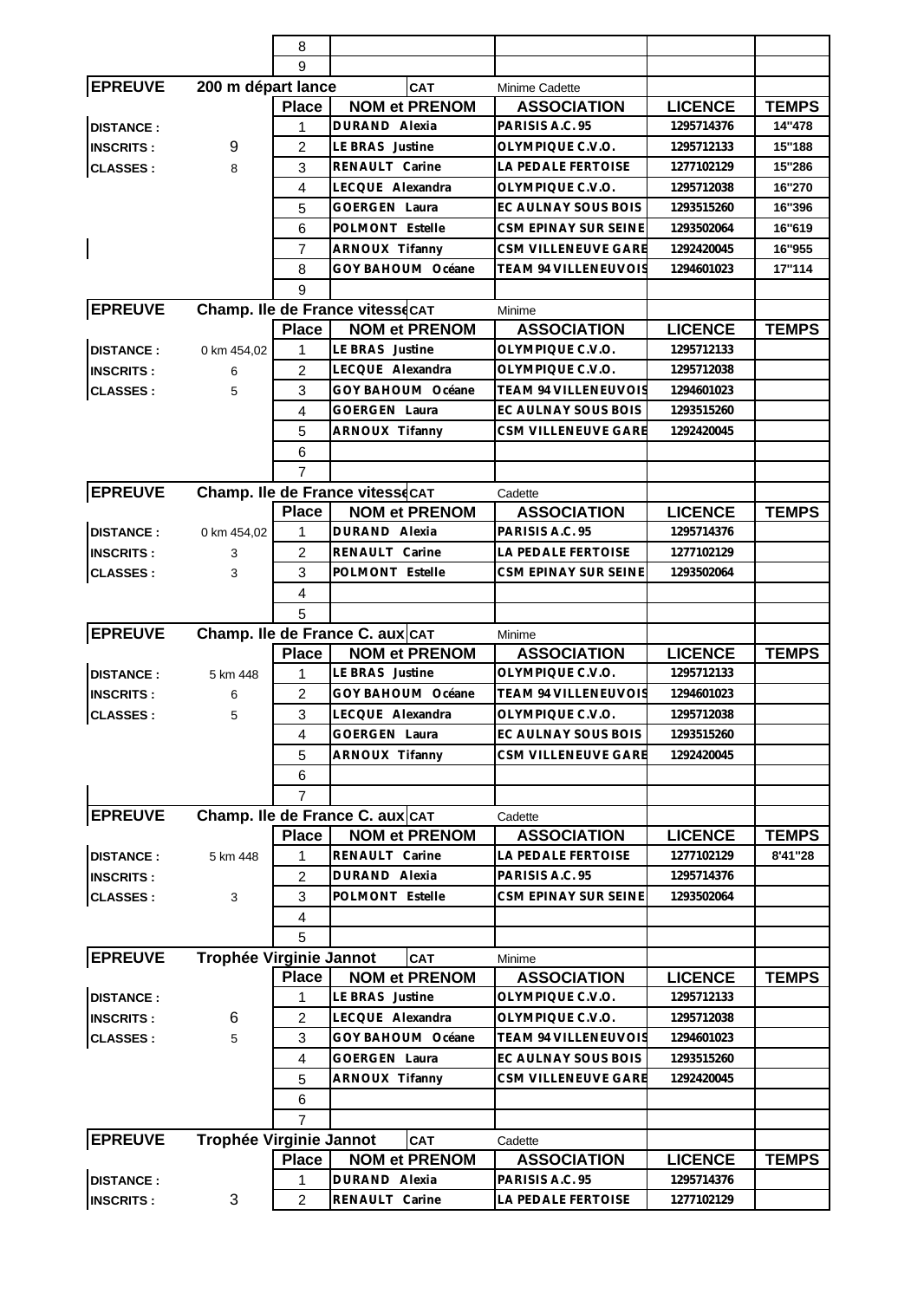| | | 8 | | | | |
|---|---|---|---|---|---|---|
| | | 9 | | | | |
| **EPREUVE** | **200 m départ lance** | | **CAT** | Minime Cadette | | |
| | | **Place** | **NOM et PRENOM** | **ASSOCIATION** | **LICENCE** | **TEMPS** |
| **DISTANCE :** | | 1 | DURAND Alexia | PARISIS A.C. 95 | 1295714376 | 14"478 |
| **INSCRITS :** | 9 | 2 | LE BRAS Justine | OLYMPIQUE C.V.O. | 1295712133 | 15"188 |
| **CLASSES :** | 8 | 3 | RENAULT Carine | LA PEDALE FERTOISE | 1277102129 | 15"286 |
| | | 4 | LECQUE Alexandra | OLYMPIQUE C.V.O. | 1295712038 | 16"270 |
| | | 5 | GOERGEN Laura | EC AULNAY SOUS BOIS | 1293515260 | 16"396 |
| | | 6 | POLMONT Estelle | CSM EPINAY SUR SEINE | 1293502064 | 16"619 |
| | | 7 | ARNOUX Tifanny | CSM VILLENEUVE GARE | 1292420045 | 16"955 |
| | | 8 | GOY BAHOUM Océane | TEAM 94 VILLENEUVOIS | 1294601023 | 17"114 |
| | | 9 | | | | |
| **EPREUVE** | **Champ. Ile de France vitesse** | | **CAT** | Minime | | |
| | | **Place** | **NOM et PRENOM** | **ASSOCIATION** | **LICENCE** | **TEMPS** |
| **DISTANCE :** | 0 km 454,02 | 1 | LE BRAS Justine | OLYMPIQUE C.V.O. | 1295712133 | |
| **INSCRITS :** | 6 | 2 | LECQUE Alexandra | OLYMPIQUE C.V.O. | 1295712038 | |
| **CLASSES :** | 5 | 3 | GOY BAHOUM Océane | TEAM 94 VILLENEUVOIS | 1294601023 | |
| | | 4 | GOERGEN Laura | EC AULNAY SOUS BOIS | 1293515260 | |
| | | 5 | ARNOUX Tifanny | CSM VILLENEUVE GARE | 1292420045 | |
| | | 6 | | | | |
| | | 7 | | | | |
| **EPREUVE** | **Champ. Ile de France vitesse** | | **CAT** | Cadette | | |
| | | **Place** | **NOM et PRENOM** | **ASSOCIATION** | **LICENCE** | **TEMPS** |
| **DISTANCE :** | 0 km 454,02 | 1 | DURAND Alexia | PARISIS A.C. 95 | 1295714376 | |
| **INSCRITS :** | 3 | 2 | RENAULT Carine | LA PEDALE FERTOISE | 1277102129 | |
| **CLASSES :** | 3 | 3 | POLMONT Estelle | CSM EPINAY SUR SEINE | 1293502064 | |
| | | 4 | | | | |
| | | 5 | | | | |
| **EPREUVE** | **Champ. Ile de France C. aux** | | **CAT** | Minime | | |
| | | **Place** | **NOM et PRENOM** | **ASSOCIATION** | **LICENCE** | **TEMPS** |
| **DISTANCE :** | 5 km 448 | 1 | LE BRAS Justine | OLYMPIQUE C.V.O. | 1295712133 | |
| **INSCRITS :** | 6 | 2 | GOY BAHOUM Océane | TEAM 94 VILLENEUVOIS | 1294601023 | |
| **CLASSES :** | 5 | 3 | LECQUE Alexandra | OLYMPIQUE C.V.O. | 1295712038 | |
| | | 4 | GOERGEN Laura | EC AULNAY SOUS BOIS | 1293515260 | |
| | | 5 | ARNOUX Tifanny | CSM VILLENEUVE GARE | 1292420045 | |
| | | 6 | | | | |
| | | 7 | | | | |
| **EPREUVE** | **Champ. Ile de France C. aux** | | **CAT** | Cadette | | |
| | | **Place** | **NOM et PRENOM** | **ASSOCIATION** | **LICENCE** | **TEMPS** |
| **DISTANCE :** | 5 km 448 | 1 | RENAULT Carine | LA PEDALE FERTOISE | 1277102129 | 8'41"28 |
| **INSCRITS :** | | 2 | DURAND Alexia | PARISIS A.C. 95 | 1295714376 | |
| **CLASSES :** | 3 | 3 | POLMONT Estelle | CSM EPINAY SUR SEINE | 1293502064 | |
| | | 4 | | | | |
| | | 5 | | | | |
| **EPREUVE** | **Trophée Virginie Jannot** | | **CAT** | Minime | | |
| | | **Place** | **NOM et PRENOM** | **ASSOCIATION** | **LICENCE** | **TEMPS** |
| **DISTANCE :** | | 1 | LE BRAS Justine | OLYMPIQUE C.V.O. | 1295712133 | |
| **INSCRITS :** | 6 | 2 | LECQUE Alexandra | OLYMPIQUE C.V.O. | 1295712038 | |
| **CLASSES :** | 5 | 3 | GOY BAHOUM Océane | TEAM 94 VILLENEUVOIS | 1294601023 | |
| | | 4 | GOERGEN Laura | EC AULNAY SOUS BOIS | 1293515260 | |
| | | 5 | ARNOUX Tifanny | CSM VILLENEUVE GARE | 1292420045 | |
| | | 6 | | | | |
| | | 7 | | | | |
| **EPREUVE** | **Trophée Virginie Jannot** | | **CAT** | Cadette | | |
| | | **Place** | **NOM et PRENOM** | **ASSOCIATION** | **LICENCE** | **TEMPS** |
| **DISTANCE :** | | 1 | DURAND Alexia | PARISIS A.C. 95 | 1295714376 | |
| **INSCRITS :** | 3 | 2 | RENAULT Carine | LA PEDALE FERTOISE | 1277102129 | |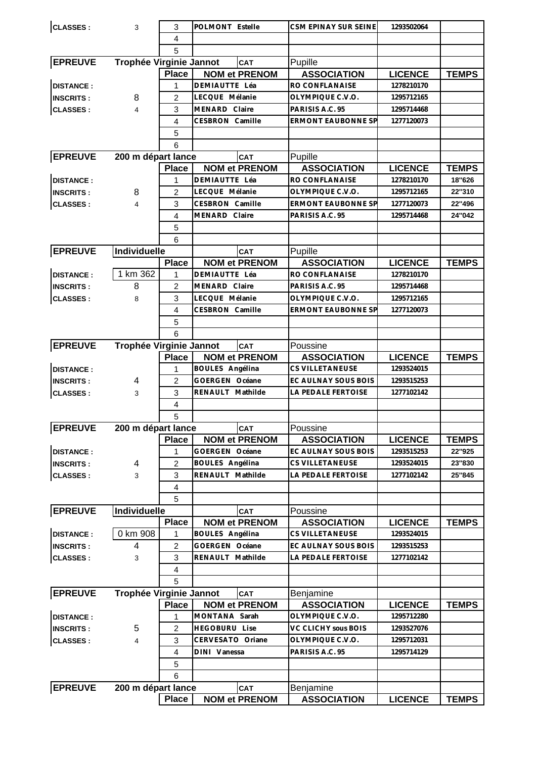| | | | | | | |
|---|---|---|---|---|---|---|
| CLASSES : | 3 | 3 | POLMONT Estelle | CSM EPINAY SUR SEINE | 1293502064 | |
| | | 4 | | | | |
| | | 5 | | | | |

| EPREUVE | Trophée Virginie Jannot | CAT | Pupille | | | |
|---|---|---|---|---|---|---|
| | | Place | NOM et PRENOM | ASSOCIATION | LICENCE | TEMPS |
| DISTANCE : | | 1 | DEMIAUTTE Léa | RO CONFLANAISE | 1278210170 | |
| INSCRITS : | 8 | 2 | LECQUE Mélanie | OLYMPIQUE C.V.O. | 1295712165 | |
| CLASSES : | 4 | 3 | MENARD Claire | PARISIS A.C. 95 | 1295714468 | |
| | | 4 | CESBRON Camille | ERMONT EAUBONNE SP | 1277120073 | |
| | | 5 | | | | |
| | | 6 | | | | |

| EPREUVE | 200 m départ lance | CAT | Pupille | | | |
|---|---|---|---|---|---|---|
| | | Place | NOM et PRENOM | ASSOCIATION | LICENCE | TEMPS |
| DISTANCE : | | 1 | DEMIAUTTE Léa | RO CONFLANAISE | 1278210170 | 18"626 |
| INSCRITS : | 8 | 2 | LECQUE Mélanie | OLYMPIQUE C.V.O. | 1295712165 | 22"310 |
| CLASSES : | 4 | 3 | CESBRON Camille | ERMONT EAUBONNE SP | 1277120073 | 22"496 |
| | | 4 | MENARD Claire | PARISIS A.C. 95 | 1295714468 | 24"042 |
| | | 5 | | | | |
| | | 6 | | | | |

| EPREUVE | Individuelle | CAT | Pupille | | | |
|---|---|---|---|---|---|---|
| | | Place | NOM et PRENOM | ASSOCIATION | LICENCE | TEMPS |
| DISTANCE : | 1 km 362 | 1 | DEMIAUTTE Léa | RO CONFLANAISE | 1278210170 | |
| INSCRITS : | 8 | 2 | MENARD Claire | PARISIS A.C. 95 | 1295714468 | |
| CLASSES : | 8 | 3 | LECQUE Mélanie | OLYMPIQUE C.V.O. | 1295712165 | |
| | | 4 | CESBRON Camille | ERMONT EAUBONNE SP | 1277120073 | |
| | | 5 | | | | |
| | | 6 | | | | |

| EPREUVE | Trophée Virginie Jannot | CAT | Poussine | | | |
|---|---|---|---|---|---|---|
| | | Place | NOM et PRENOM | ASSOCIATION | LICENCE | TEMPS |
| DISTANCE : | | 1 | BOULES Angélina | CS VILLETANEUSE | 1293524015 | |
| INSCRITS : | 4 | 2 | GOERGEN Océane | EC AULNAY SOUS BOIS | 1293515253 | |
| CLASSES : | 3 | 3 | RENAULT Mathilde | LA PEDALE FERTOISE | 1277102142 | |
| | | 4 | | | | |
| | | 5 | | | | |

| EPREUVE | 200 m départ lance | CAT | Poussine | | | |
|---|---|---|---|---|---|---|
| | | Place | NOM et PRENOM | ASSOCIATION | LICENCE | TEMPS |
| DISTANCE : | | 1 | GOERGEN Océane | EC AULNAY SOUS BOIS | 1293515253 | 22"925 |
| INSCRITS : | 4 | 2 | BOULES Angélina | CS VILLETANEUSE | 1293524015 | 23"830 |
| CLASSES : | 3 | 3 | RENAULT Mathilde | LA PEDALE FERTOISE | 1277102142 | 25"845 |
| | | 4 | | | | |
| | | 5 | | | | |

| EPREUVE | Individuelle | CAT | Poussine | | | |
|---|---|---|---|---|---|---|
| | | Place | NOM et PRENOM | ASSOCIATION | LICENCE | TEMPS |
| DISTANCE : | 0 km 908 | 1 | BOULES Angélina | CS VILLETANEUSE | 1293524015 | |
| INSCRITS : | 4 | 2 | GOERGEN Océane | EC AULNAY SOUS BOIS | 1293515253 | |
| CLASSES : | 3 | 3 | RENAULT Mathilde | LA PEDALE FERTOISE | 1277102142 | |
| | | 4 | | | | |
| | | 5 | | | | |

| EPREUVE | Trophée Virginie Jannot | CAT | Benjamine | | | |
|---|---|---|---|---|---|---|
| | | Place | NOM et PRENOM | ASSOCIATION | LICENCE | TEMPS |
| DISTANCE : | | 1 | MONTANA Sarah | OLYMPIQUE C.V.O. | 1295712280 | |
| INSCRITS : | 5 | 2 | HEGOBURU Lise | VC CLICHY sous BOIS | 1293527076 | |
| CLASSES : | 4 | 3 | CERVESATO Oriane | OLYMPIQUE C.V.O. | 1295712031 | |
| | | 4 | DINI Vanessa | PARISIS A.C. 95 | 1295714129 | |
| | | 5 | | | | |
| | | 6 | | | | |

| EPREUVE | 200 m départ lance | CAT | Benjamine | | | |
|---|---|---|---|---|---|---|
| | | Place | NOM et PRENOM | ASSOCIATION | LICENCE | TEMPS |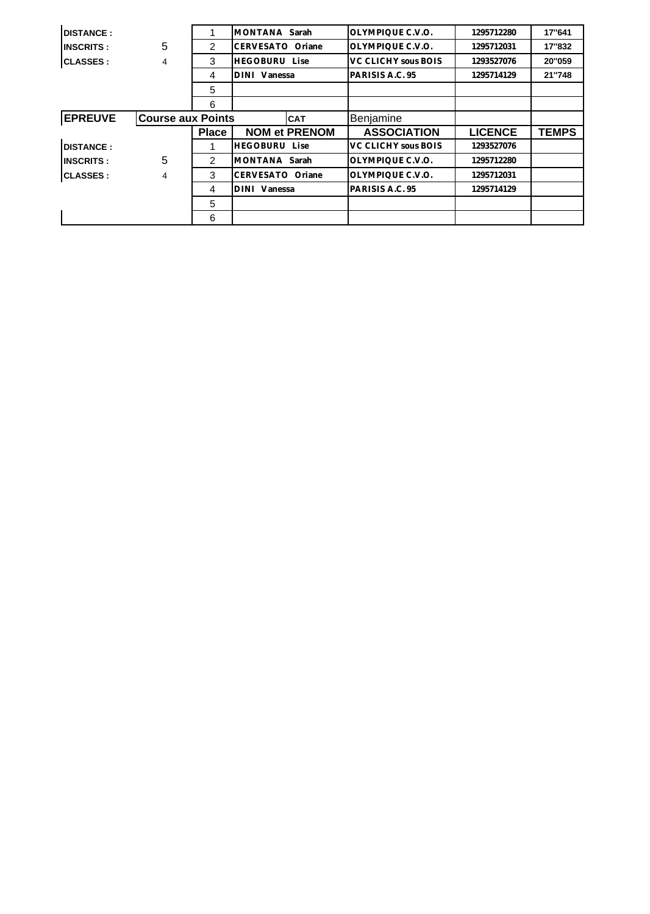| | | | | | | |
|---|---|---|---|---|---|---|
| DISTANCE : | | 1 | MONTANA Sarah | OLYMPIQUE C.V.O. | 1295712280 | 17''641 |
| INSCRITS : | 5 | 2 | CERVESATO Oriane | OLYMPIQUE C.V.O. | 1295712031 | 17''832 |
| CLASSES : | 4 | 3 | HEGOBURU Lise | VC CLICHY sous BOIS | 1293527076 | 20''059 |
| | | 4 | DINI Vanessa | PARISIS A.C. 95 | 1295714129 | 21''748 |
| | | 5 | | | | |
| | | 6 | | | | |

| EPREUVE | Course aux Points | | CAT | Benjamine | | |
|---|---|---|---|---|---|---|
| | | **Place** | **NOM et PRENOM** | **ASSOCIATION** | **LICENCE** | **TEMPS** |
| DISTANCE : | | 1 | HEGOBURU Lise | VC CLICHY sous BOIS | 1293527076 | |
| INSCRITS : | 5 | 2 | MONTANA Sarah | OLYMPIQUE C.V.O. | 1295712280 | |
| CLASSES : | 4 | 3 | CERVESATO Oriane | OLYMPIQUE C.V.O. | 1295712031 | |
| | | 4 | DINI Vanessa | PARISIS A.C. 95 | 1295714129 | |
| | | 5 | | | | |
| | | 6 | | | | |